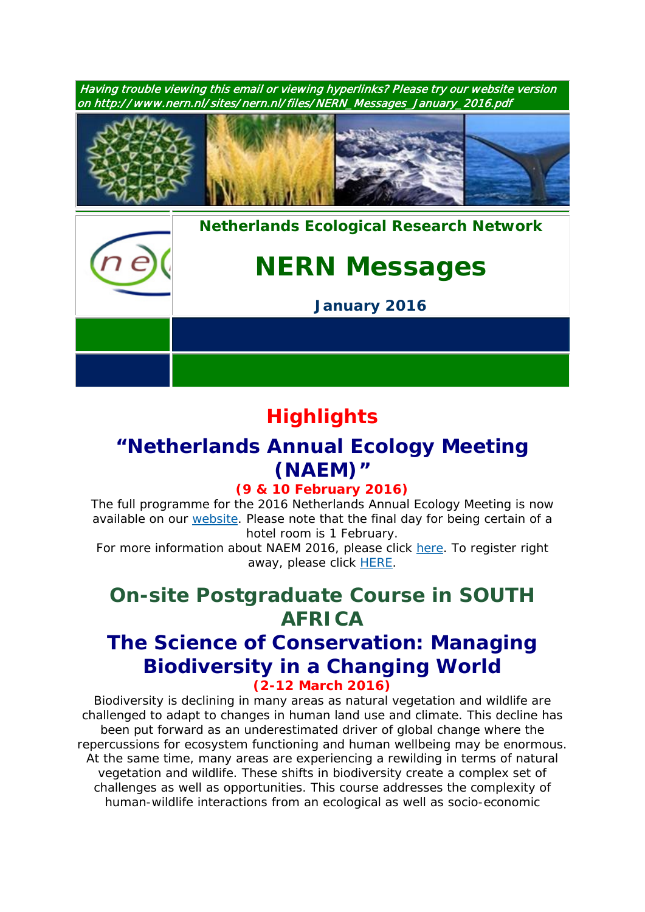*Having trouble viewing this email or viewing hyperlinks? Please try our website version on http://www.nern.nl/sites/nern.nl/files/NERN_Messages_January_2016.pdf*

**Netherlands Ecological Research Network**

# NERN Messages

**January 2016**

## Highlights

## “Netherlands Annual Ecology Meeting (NAEM)”

**(9 & 10 February 2016)**

The full programme for the 2016 Netherlands Annual Ecology Meeting is now available on our website. Please note that the final day for being certain of a hotel room is 1 February.
For more information about NAEM 2016, please click here. To register right away, please click HERE.

## On-site Postgraduate Course in SOUTH AFRICA

## The Science of Conservation: Managing Biodiversity in a Changing World

**(2-12 March 2016)**

Biodiversity is declining in many areas as natural vegetation and wildlife are challenged to adapt to changes in human land use and climate. This decline has been put forward as an underestimated driver of global change where the repercussions for ecosystem functioning and human wellbeing may be enormous. At the same time, many areas are experiencing a rewilding in terms of natural vegetation and wildlife. These shifts in biodiversity create a complex set of challenges as well as opportunities. This course addresses the complexity of human-wildlife interactions from an ecological as well as socio-economic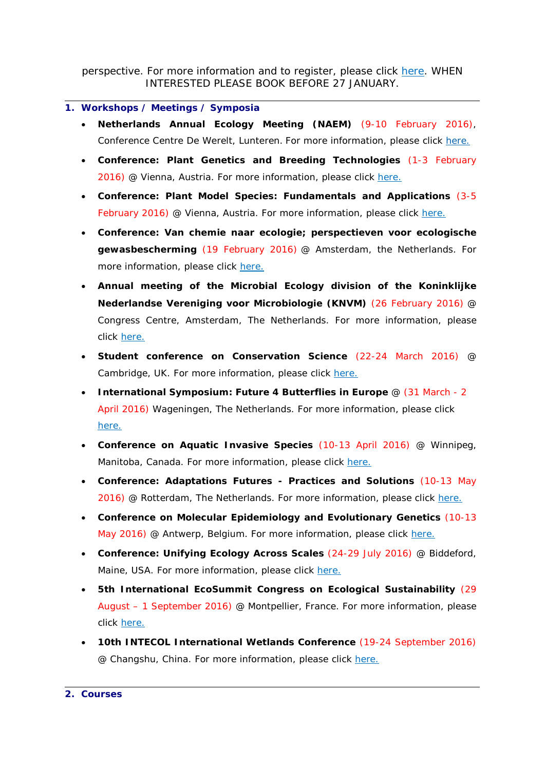perspective. For more information and to register, please click here. WHEN INTERESTED PLEASE BOOK BEFORE 27 JANUARY.

---

## 1. Workshops / Meetings / Symposia

- **Netherlands Annual Ecology Meeting (NAEM)** (9-10 February 2016), Conference Centre De Werelt, Lunteren. For more information, please click here.
- **Conference: Plant Genetics and Breeding Technologies** (1-3 February 2016) @ Vienna, Austria. For more information, please click here.
- **Conference: Plant Model Species: Fundamentals and Applications** (3-5 February 2016) @ Vienna, Austria. For more information, please click here.
- **Conference: Van chemie naar ecologie; perspectieven voor ecologische gewasbescherming** (19 February 2016) @ Amsterdam, the Netherlands. For more information, please click here.
- **Annual meeting of the Microbial Ecology division of the Koninklijke Nederlandse Vereniging voor Microbiologie (KNVM)** (26 February 2016) @ Congress Centre, Amsterdam, The Netherlands. For more information, please click here.
- **Student conference on Conservation Science** (22-24 March 2016) @ Cambridge, UK. For more information, please click here.
- **International Symposium: Future 4 Butterflies in Europe** @ (31 March - 2 April 2016) Wageningen, The Netherlands. For more information, please click here.
- **Conference on Aquatic Invasive Species** (10-13 April 2016) @ Winnipeg, Manitoba, Canada. For more information, please click here.
- **Conference: Adaptations Futures - Practices and Solutions** (10-13 May 2016) @ Rotterdam, The Netherlands. For more information, please click here.
- **Conference on Molecular Epidemiology and Evolutionary Genetics** (10-13 May 2016) @ Antwerp, Belgium. For more information, please click here.
- **Conference: Unifying Ecology Across Scales** (24-29 July 2016) @ Biddeford, Maine, USA. For more information, please click here.
- **5th International EcoSummit Congress on Ecological Sustainability** (29 August – 1 September 2016) @ Montpellier, France. For more information, please click here.
- **10th INTECOL International Wetlands Conference** (19-24 September 2016) @ Changshu, China. For more information, please click here.

---

## 2. Courses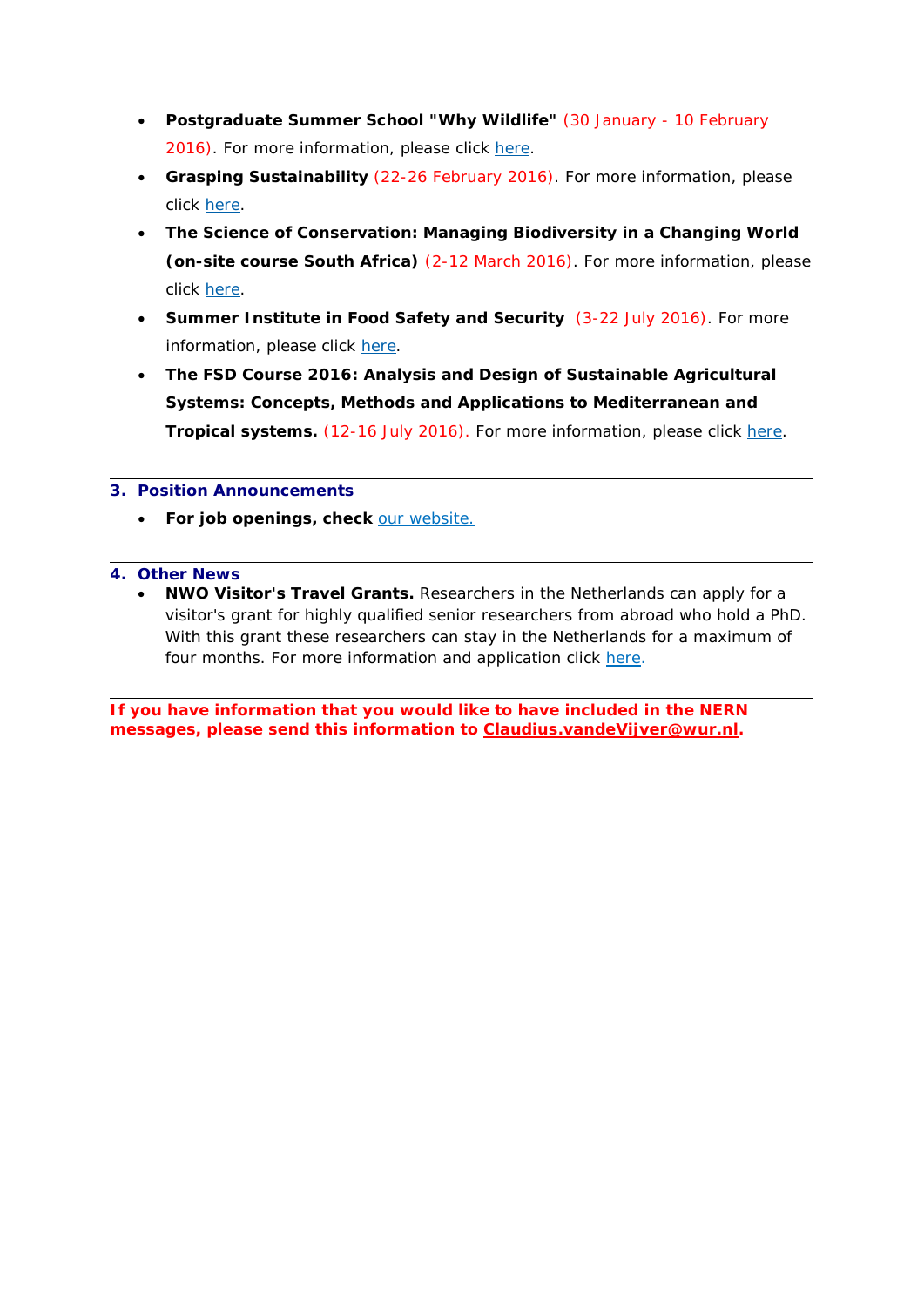- **Postgraduate Summer School "Why Wildlife"** (30 January - 10 February 2016). For more information, please click here.
- **Grasping Sustainability** (22-26 February 2016). For more information, please click here.
- **The Science of Conservation: Managing Biodiversity in a Changing World (on-site course South Africa)** (2-12 March 2016). For more information, please click here.
- **Summer Institute in Food Safety and Security** (3-22 July 2016). For more information, please click here.
- **The FSD Course 2016: Analysis and Design of Sustainable Agricultural Systems: Concepts, Methods and Applications to Mediterranean and Tropical systems.** (12-16 July 2016). For more information, please click here.

## 3. Position Announcements

- **For job openings, check** our website.

## 4. Other News

- **NWO Visitor's Travel Grants.** Researchers in the Netherlands can apply for a visitor's grant for highly qualified senior researchers from abroad who hold a PhD. With this grant these researchers can stay in the Netherlands for a maximum of four months. For more information and application click here.

**If you have information that you would like to have included in the NERN messages, please send this information to Claudius.vandeVijver@wur.nl.**